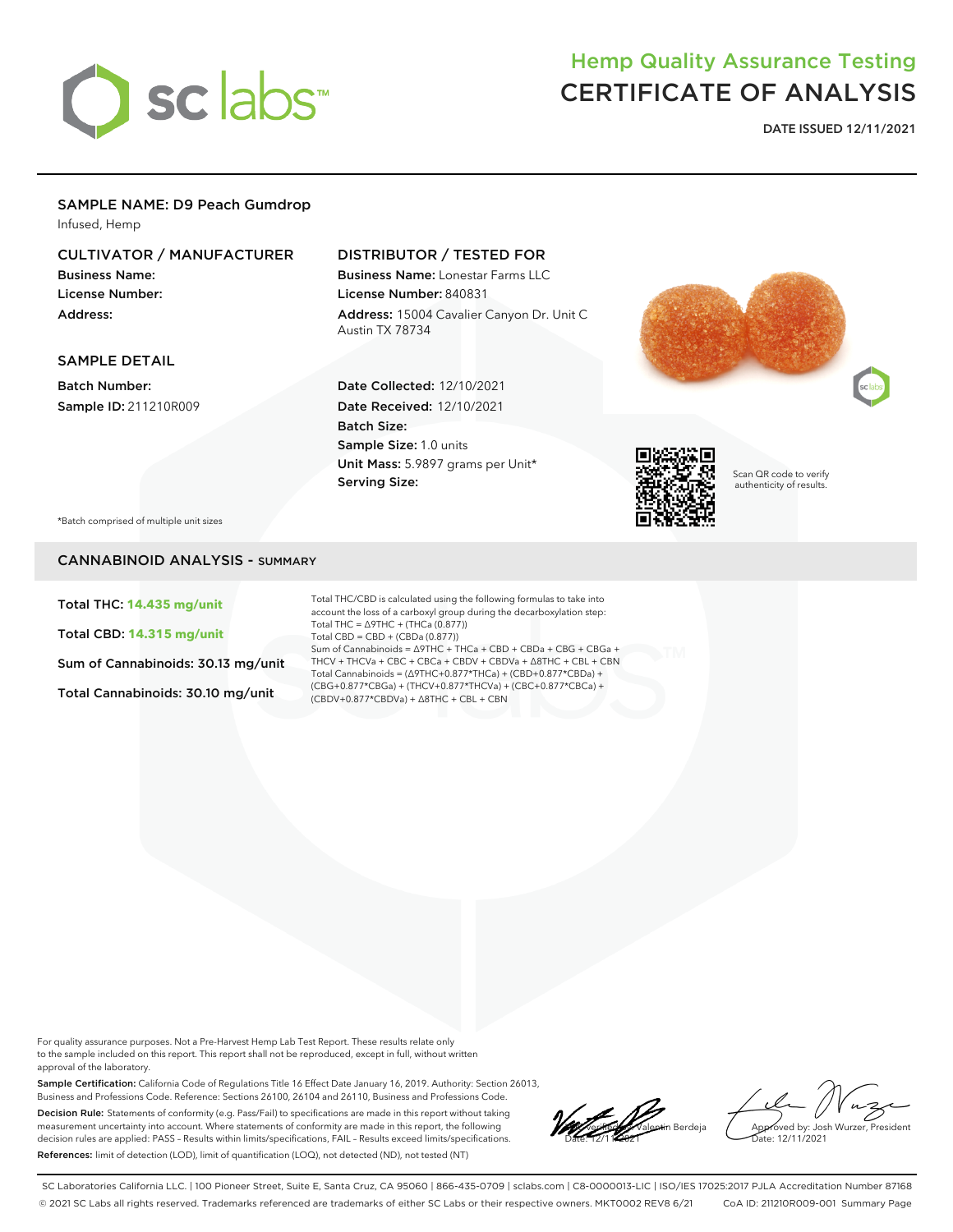# Hemp Quality Assurance Testing
# CERTIFICATE OF ANALYSIS

**DATE ISSUED 12/11/2021**

## SAMPLE NAME: D9 Peach Gumdrop

Infused, Hemp

### CULTIVATOR / MANUFACTURER

**Business Name:**
**License Number:**
**Address:**

### DISTRIBUTOR / TESTED FOR

**Business Name:** Lonestar Farms LLC
**License Number:** 840831
**Address:** 15004 Cavalier Canyon Dr. Unit C Austin TX 78734

### SAMPLE DETAIL

**Batch Number:**
**Sample ID:** 211210R009

**Date Collected:** 12/10/2021
**Date Received:** 12/10/2021
**Batch Size:**
**Sample Size:** 1.0 units
**Unit Mass:** 5.9897 grams per Unit*
**Serving Size:**

Scan QR code to verify authenticity of results.

*Batch comprised of multiple unit sizes

## CANNABINOID ANALYSIS - SUMMARY

Total THC: **14.435 mg/unit**

Total CBD: **14.315 mg/unit**

Sum of Cannabinoids: 30.13 mg/unit

Total Cannabinoids: 30.10 mg/unit

Total THC/CBD is calculated using the following formulas to take into account the loss of a carboxyl group during the decarboxylation step:
Total THC = Δ9THC + (THCa (0.877))
Total CBD = CBD + (CBDa (0.877))
Sum of Cannabinoids = Δ9THC + THCa + CBD + CBDa + CBG + CBGa + THCV + THCVa + CBC + CBCa + CBDV + CBDVa + Δ8THC + CBL + CBN
Total Cannabinoids = (Δ9THC+0.877*THCa) + (CBD+0.877*CBDa) + (CBG+0.877*CBGa) + (THCV+0.877*THCVa) + (CBC+0.877*CBCa) + (CBDV+0.877*CBDVa) + Δ8THC + CBL + CBN

For quality assurance purposes. Not a Pre-Harvest Hemp Lab Test Report. These results relate only to the sample included on this report. This report shall not be reproduced, except in full, without written approval of the laboratory.

**Sample Certification:** California Code of Regulations Title 16 Effect Date January 16, 2019. Authority: Section 26013, Business and Professions Code. Reference: Sections 26100, 26104 and 26110, Business and Professions Code.

**Decision Rule:** Statements of conformity (e.g. Pass/Fail) to specifications are made in this report without taking measurement uncertainty into account. Where statements of conformity are made in this report, the following decision rules are applied: PASS – Results within limits/specifications, FAIL – Results exceed limits/specifications.

**References:** limit of detection (LOD), limit of quantification (LOQ), not detected (ND), not tested (NT)

Verified by: Valentin Berdeja
Date: 12/11/2021

Approved by: Josh Wurzer, President
Date: 12/11/2021

SC Laboratories California LLC. | 100 Pioneer Street, Suite E, Santa Cruz, CA 95060 | 866-435-0709 | sclabs.com | C8-0000013-LIC | ISO/IES 17025:2017 PJLA Accreditation Number 87168
© 2021 SC Labs all rights reserved. Trademarks referenced are trademarks of either SC Labs or their respective owners. MKT0002 REV8 6/21 CoA ID: 211210R009-001 Summary Page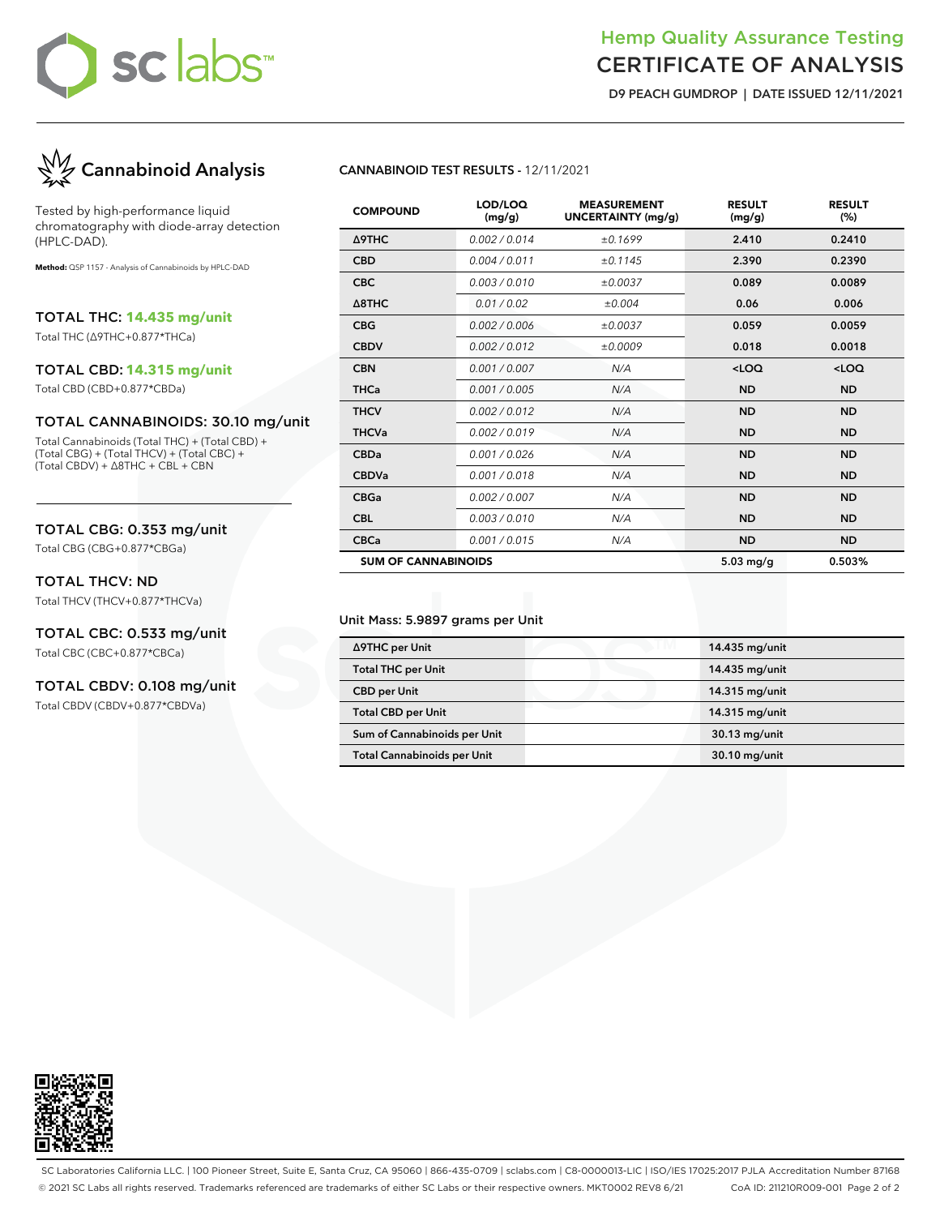# Hemp Quality Assurance Testing
# CERTIFICATE OF ANALYSIS

**D9 PEACH GUMDROP | DATE ISSUED 12/11/2021**

## Cannabinoid Analysis

Tested by high-performance liquid chromatography with diode-array detection (HPLC-DAD).

**Method:** QSP 1157 - Analysis of Cannabinoids by HPLC-DAD

### TOTAL THC: 14.435 mg/unit

Total THC (Δ9THC+0.877*THCa)

### TOTAL CBD: 14.315 mg/unit

Total CBD (CBD+0.877*CBDa)

### TOTAL CANNABINOIDS: 30.10 mg/unit

Total Cannabinoids (Total THC) + (Total CBD) + (Total CBG) + (Total THCV) + (Total CBC) + (Total CBDV) + Δ8THC + CBL + CBN

### TOTAL CBG: 0.353 mg/unit

Total CBG (CBG+0.877*CBGa)

### TOTAL THCV: ND

Total THCV (THCV+0.877*THCVa)

### TOTAL CBC: 0.533 mg/unit

Total CBC (CBC+0.877*CBCa)

### TOTAL CBDV: 0.108 mg/unit

Total CBDV (CBDV+0.877*CBDVa)

**CANNABINOID TEST RESULTS** - 12/11/2021

| COMPOUND | LOD/LOQ (mg/g) | MEASUREMENT UNCERTAINTY (mg/g) | RESULT (mg/g) | RESULT (%) |
|---|---|---|---|---|
| Δ9THC | 0.002 / 0.014 | ±0.1699 | 2.410 | 0.2410 |
| CBD | 0.004 / 0.011 | ±0.1145 | 2.390 | 0.2390 |
| CBC | 0.003 / 0.010 | ±0.0037 | 0.089 | 0.0089 |
| Δ8THC | 0.01 / 0.02 | ±0.004 | 0.06 | 0.006 |
| CBG | 0.002 / 0.006 | ±0.0037 | 0.059 | 0.0059 |
| CBDV | 0.002 / 0.012 | ±0.0009 | 0.018 | 0.0018 |
| CBN | 0.001 / 0.007 | N/A | <LOQ | <LOQ |
| THCa | 0.001 / 0.005 | N/A | ND | ND |
| THCV | 0.002 / 0.012 | N/A | ND | ND |
| THCVa | 0.002 / 0.019 | N/A | ND | ND |
| CBDa | 0.001 / 0.026 | N/A | ND | ND |
| CBDVa | 0.001 / 0.018 | N/A | ND | ND |
| CBGa | 0.002 / 0.007 | N/A | ND | ND |
| CBL | 0.003 / 0.010 | N/A | ND | ND |
| CBCa | 0.001 / 0.015 | N/A | ND | ND |
| **SUM OF CANNABINOIDS** | | | 5.03 mg/g | 0.503% |

Unit Mass: 5.9897 grams per Unit

| | |
|---|---|
| Δ9THC per Unit | 14.435 mg/unit |
| Total THC per Unit | 14.435 mg/unit |
| CBD per Unit | 14.315 mg/unit |
| Total CBD per Unit | 14.315 mg/unit |
| Sum of Cannabinoids per Unit | 30.13 mg/unit |
| Total Cannabinoids per Unit | 30.10 mg/unit |

SC Laboratories California LLC. | 100 Pioneer Street, Suite E, Santa Cruz, CA 95060 | 866-435-0709 | sclabs.com | C8-0000013-LIC | ISO/IES 17025:2017 PJLA Accreditation Number 87168
© 2021 SC Labs all rights reserved. Trademarks referenced are trademarks of either SC Labs or their respective owners. MKT0002 REV8 6/21 CoA ID: 211210R009-001